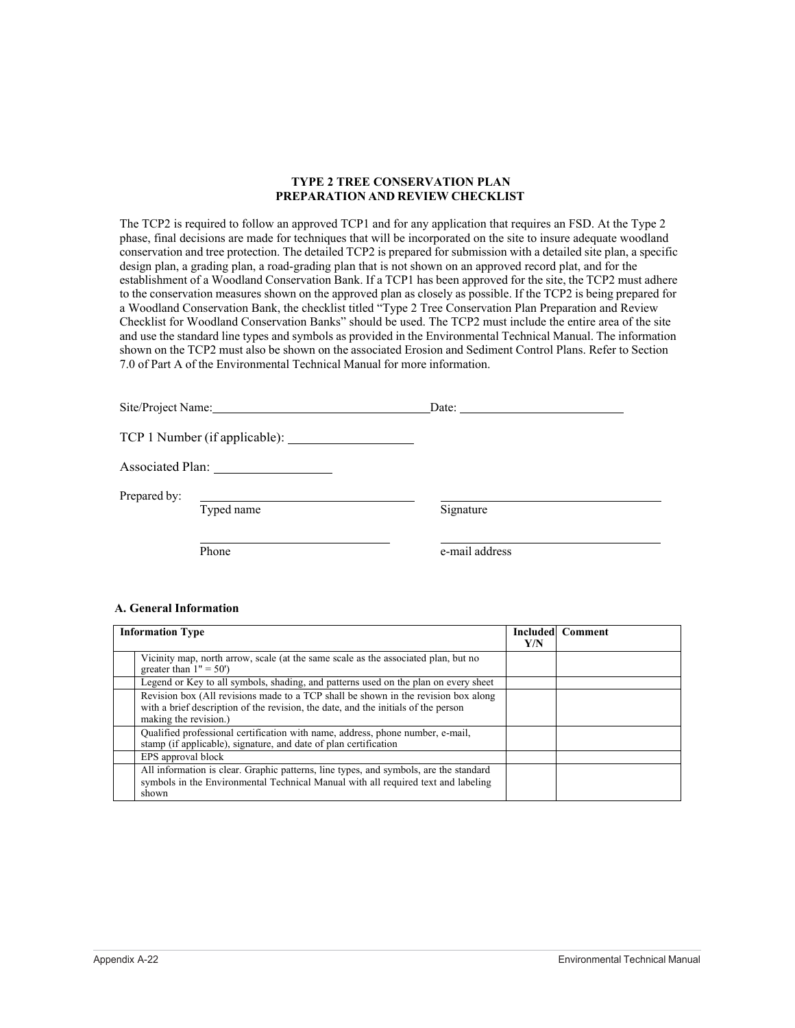## TYPE 2 TREE CONSERVATION PLAN
## PREPARATION AND REVIEW CHECKLIST

The TCP2 is required to follow an approved TCP1 and for any application that requires an FSD. At the Type 2 phase, final decisions are made for techniques that will be incorporated on the site to insure adequate woodland conservation and tree protection. The detailed TCP2 is prepared for submission with a detailed site plan, a specific design plan, a grading plan, a road-grading plan that is not shown on an approved record plat, and for the establishment of a Woodland Conservation Bank. If a TCP1 has been approved for the site, the TCP2 must adhere to the conservation measures shown on the approved plan as closely as possible. If the TCP2 is being prepared for a Woodland Conservation Bank, the checklist titled "Type 2 Tree Conservation Plan Preparation and Review Checklist for Woodland Conservation Banks" should be used. The TCP2 must include the entire area of the site and use the standard line types and symbols as provided in the Environmental Technical Manual. The information shown on the TCP2 must also be shown on the associated Erosion and Sediment Control Plans. Refer to Section 7.0 of Part A of the Environmental Technical Manual for more information.

Site/Project Name: ____________________ Date: ____________________

TCP 1 Number (if applicable): ____________________

Associated Plan: ____________________

Prepared by:

____________________ ____________________
Typed name Signature

____________________ ____________________
Phone e-mail address

### A. General Information

| | Information Type | Included Y/N | Comment |
|---|---|---|---|
| | Vicinity map, north arrow, scale (at the same scale as the associated plan, but no greater than 1" = 50') | | |
| | Legend or Key to all symbols, shading, and patterns used on the plan on every sheet | | |
| | Revision box (All revisions made to a TCP shall be shown in the revision box along with a brief description of the revision, the date, and the initials of the person making the revision.) | | |
| | Qualified professional certification with name, address, phone number, e-mail, stamp (if applicable), signature, and date of plan certification | | |
| | EPS approval block | | |
| | All information is clear. Graphic patterns, line types, and symbols, are the standard symbols in the Environmental Technical Manual with all required text and labeling shown | | |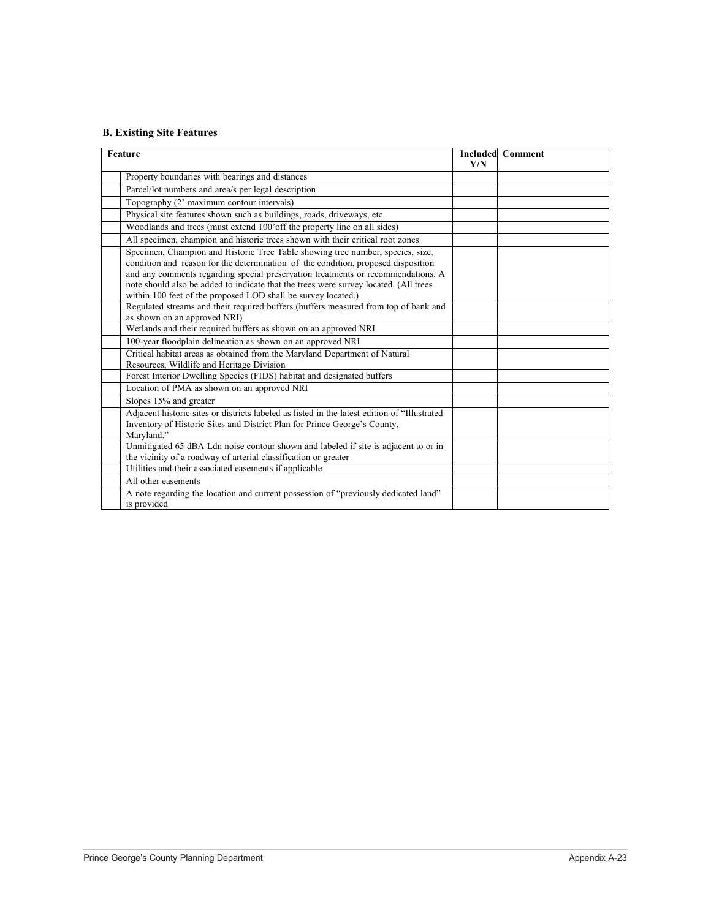### B. Existing Site Features

| | Feature | Included Y/N | Comment |
|---|---|---|---|
| | Property boundaries with bearings and distances | | |
| | Parcel/lot numbers and area/s per legal description | | |
| | Topography (2' maximum contour intervals) | | |
| | Physical site features shown such as buildings, roads, driveways, etc. | | |
| | Woodlands and trees (must extend 100'off the property line on all sides) | | |
| | All specimen, champion and historic trees shown with their critical root zones | | |
| | Specimen, Champion and Historic Tree Table showing tree number, species, size, condition and reason for the determination of the condition, proposed disposition and any comments regarding special preservation treatments or recommendations. A note should also be added to indicate that the trees were survey located. (All trees within 100 feet of the proposed LOD shall be survey located.) | | |
| | Regulated streams and their required buffers (buffers measured from top of bank and as shown on an approved NRI) | | |
| | Wetlands and their required buffers as shown on an approved NRI | | |
| | 100-year floodplain delineation as shown on an approved NRI | | |
| | Critical habitat areas as obtained from the Maryland Department of Natural Resources, Wildlife and Heritage Division | | |
| | Forest Interior Dwelling Species (FIDS) habitat and designated buffers | | |
| | Location of PMA as shown on an approved NRI | | |
| | Slopes 15% and greater | | |
| | Adjacent historic sites or districts labeled as listed in the latest edition of "Illustrated Inventory of Historic Sites and District Plan for Prince George's County, Maryland." | | |
| | Unmitigated 65 dBA Ldn noise contour shown and labeled if site is adjacent to or in the vicinity of a roadway of arterial classification or greater | | |
| | Utilities and their associated easements if applicable | | |
| | All other easements | | |
| | A note regarding the location and current possession of "previously dedicated land" is provided | | |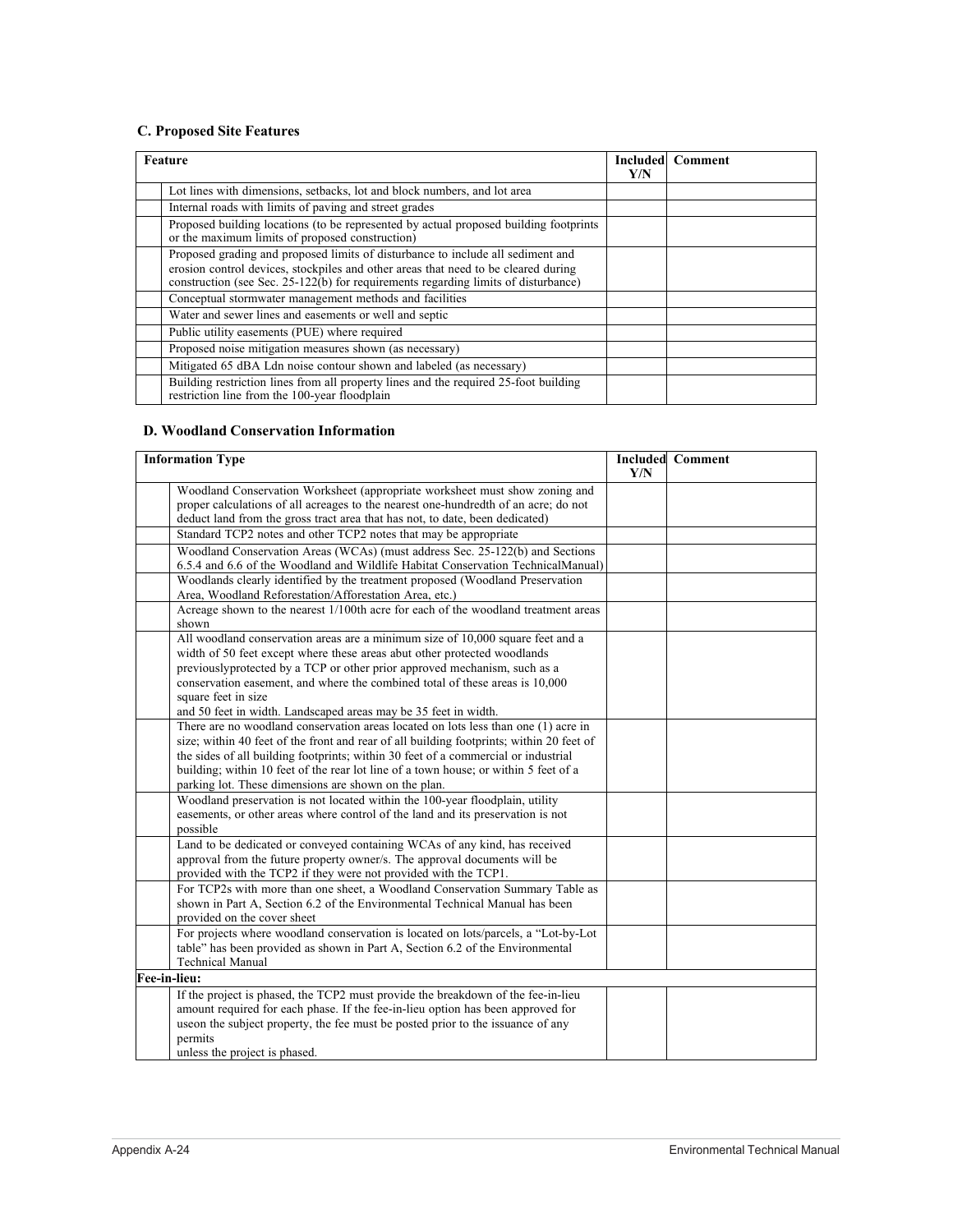### C. Proposed Site Features

| Feature | Included Y/N | Comment |
|---|---|---|
| Lot lines with dimensions, setbacks, lot and block numbers, and lot area | | |
| Internal roads with limits of paving and street grades | | |
| Proposed building locations (to be represented by actual proposed building footprints or the maximum limits of proposed construction) | | |
| Proposed grading and proposed limits of disturbance to include all sediment and erosion control devices, stockpiles and other areas that need to be cleared during construction (see Sec. 25-122(b) for requirements regarding limits of disturbance) | | |
| Conceptual stormwater management methods and facilities | | |
| Water and sewer lines and easements or well and septic | | |
| Public utility easements (PUE) where required | | |
| Proposed noise mitigation measures shown (as necessary) | | |
| Mitigated 65 dBA Ldn noise contour shown and labeled (as necessary) | | |
| Building restriction lines from all property lines and the required 25-foot building restriction line from the 100-year floodplain | | |

### D. Woodland Conservation Information

| Information Type | Included Y/N | Comment |
|---|---|---|
| Woodland Conservation Worksheet (appropriate worksheet must show zoning and proper calculations of all acreages to the nearest one-hundredth of an acre; do not deduct land from the gross tract area that has not, to date, been dedicated) | | |
| Standard TCP2 notes and other TCP2 notes that may be appropriate | | |
| Woodland Conservation Areas (WCAs) (must address Sec. 25-122(b) and Sections 6.5.4 and 6.6 of the Woodland and Wildlife Habitat Conservation TechnicalManual) | | |
| Woodlands clearly identified by the treatment proposed (Woodland Preservation Area, Woodland Reforestation/Afforestation Area, etc.) | | |
| Acreage shown to the nearest 1/100th acre for each of the woodland treatment areas shown | | |
| All woodland conservation areas are a minimum size of 10,000 square feet and a width of 50 feet except where these areas abut other protected woodlands previouslyprotected by a TCP or other prior approved mechanism, such as a conservation easement, and where the combined total of these areas is 10,000 square feet in size and 50 feet in width. Landscaped areas may be 35 feet in width. | | |
| There are no woodland conservation areas located on lots less than one (1) acre in size; within 40 feet of the front and rear of all building footprints; within 20 feet of the sides of all building footprints; within 30 feet of a commercial or industrial building; within 10 feet of the rear lot line of a town house; or within 5 feet of a parking lot. These dimensions are shown on the plan. | | |
| Woodland preservation is not located within the 100-year floodplain, utility easements, or other areas where control of the land and its preservation is not possible | | |
| Land to be dedicated or conveyed containing WCAs of any kind, has received approval from the future property owner/s. The approval documents will be provided with the TCP2 if they were not provided with the TCP1. | | |
| For TCP2s with more than one sheet, a Woodland Conservation Summary Table as shown in Part A, Section 6.2 of the Environmental Technical Manual has been provided on the cover sheet | | |
| For projects where woodland conservation is located on lots/parcels, a "Lot-by-Lot table" has been provided as shown in Part A, Section 6.2 of the Environmental Technical Manual | | |
| **Fee-in-lieu:** | | |
| If the project is phased, the TCP2 must provide the breakdown of the fee-in-lieu amount required for each phase. If the fee-in-lieu option has been approved for useon the subject property, the fee must be posted prior to the issuance of any permits unless the project is phased. | | |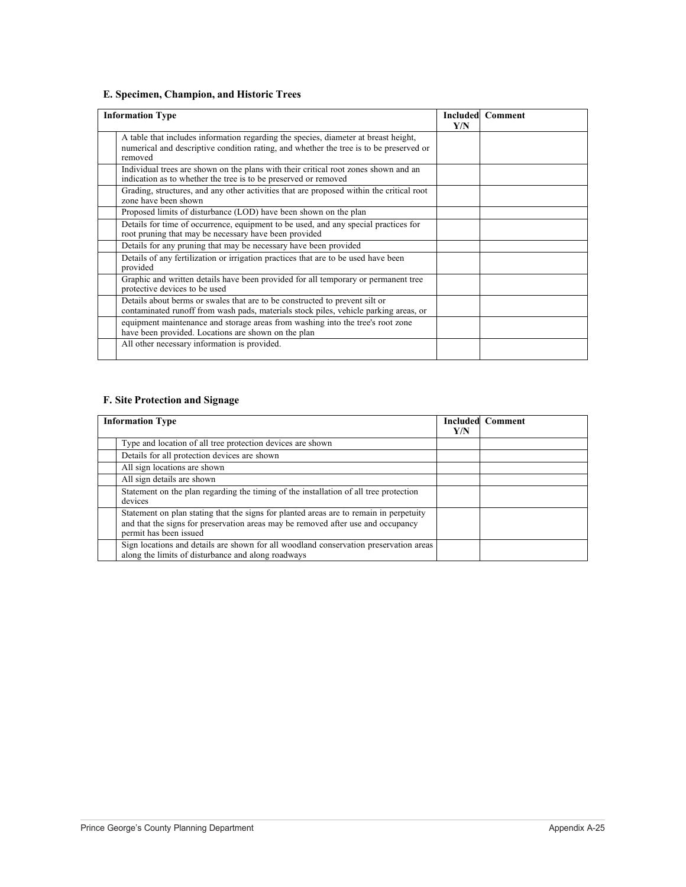### E. Specimen, Champion, and Historic Trees

| | Information Type | Included Y/N | Comment |
|---|---|---|---|
| | A table that includes information regarding the species, diameter at breast height, numerical and descriptive condition rating, and whether the tree is to be preserved or removed | | |
| | Individual trees are shown on the plans with their critical root zones shown and an indication as to whether the tree is to be preserved or removed | | |
| | Grading, structures, and any other activities that are proposed within the critical root zone have been shown | | |
| | Proposed limits of disturbance (LOD) have been shown on the plan | | |
| | Details for time of occurrence, equipment to be used, and any special practices for root pruning that may be necessary have been provided | | |
| | Details for any pruning that may be necessary have been provided | | |
| | Details of any fertilization or irrigation practices that are to be used have been provided | | |
| | Graphic and written details have been provided for all temporary or permanent tree protective devices to be used | | |
| | Details about berms or swales that are to be constructed to prevent silt or contaminated runoff from wash pads, materials stock piles, vehicle parking areas, or | | |
| | equipment maintenance and storage areas from washing into the tree's root zone have been provided. Locations are shown on the plan | | |
| | All other necessary information is provided. | | |

### F. Site Protection and Signage

| | Information Type | Included Y/N | Comment |
|---|---|---|---|
| | Type and location of all tree protection devices are shown | | |
| | Details for all protection devices are shown | | |
| | All sign locations are shown | | |
| | All sign details are shown | | |
| | Statement on the plan regarding the timing of the installation of all tree protection devices | | |
| | Statement on plan stating that the signs for planted areas are to remain in perpetuity and that the signs for preservation areas may be removed after use and occupancy permit has been issued | | |
| | Sign locations and details are shown for all woodland conservation preservation areas along the limits of disturbance and along roadways | | |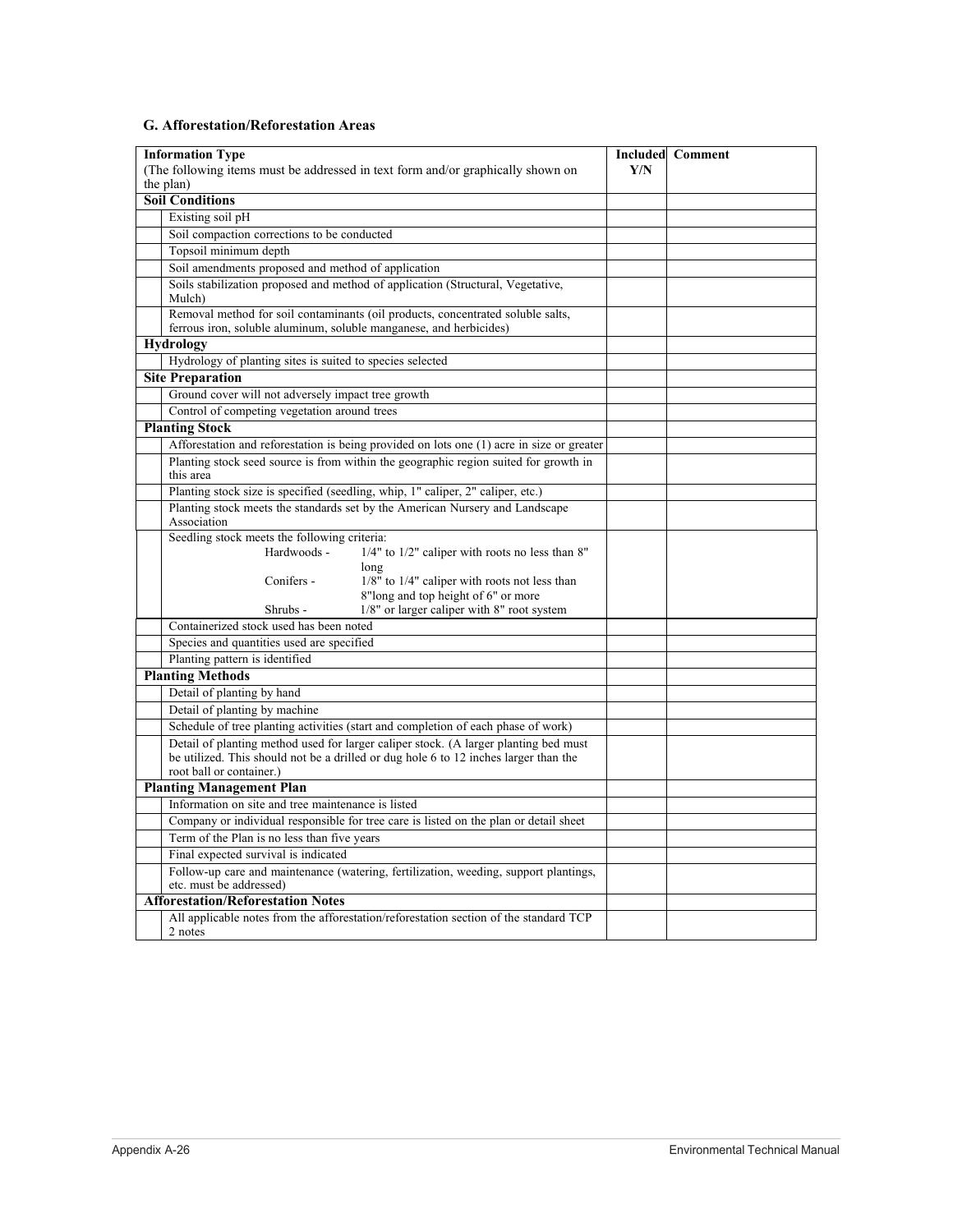### G. Afforestation/Reforestation Areas

| Information Type<br>(The following items must be addressed in text form and/or graphically shown on the plan) | Included Y/N | Comment |
|---|---|---|
| **Soil Conditions** | | |
| Existing soil pH | | |
| Soil compaction corrections to be conducted | | |
| Topsoil minimum depth | | |
| Soil amendments proposed and method of application | | |
| Soils stabilization proposed and method of application (Structural, Vegetative, Mulch) | | |
| Removal method for soil contaminants (oil products, concentrated soluble salts, ferrous iron, soluble aluminum, soluble manganese, and herbicides) | | |
| **Hydrology** | | |
| Hydrology of planting sites is suited to species selected | | |
| **Site Preparation** | | |
| Ground cover will not adversely impact tree growth | | |
| Control of competing vegetation around trees | | |
| **Planting Stock** | | |
| Afforestation and reforestation is being provided on lots one (1) acre in size or greater | | |
| Planting stock seed source is from within the geographic region suited for growth in this area | | |
| Planting stock size is specified (seedling, whip, 1" caliper, 2" caliper, etc.) | | |
| Planting stock meets the standards set by the American Nursery and Landscape Association | | |
| Seedling stock meets the following criteria:<br>Hardwoods - 1/4" to 1/2" caliper with roots no less than 8" long<br>Conifers - 1/8" to 1/4" caliper with roots not less than 8"long and top height of 6" or more<br>Shrubs - 1/8" or larger caliper with 8" root system | | |
| Containerized stock used has been noted | | |
| Species and quantities used are specified | | |
| Planting pattern is identified | | |
| **Planting Methods** | | |
| Detail of planting by hand | | |
| Detail of planting by machine | | |
| Schedule of tree planting activities (start and completion of each phase of work) | | |
| Detail of planting method used for larger caliper stock. (A larger planting bed must be utilized. This should not be a drilled or dug hole 6 to 12 inches larger than the root ball or container.) | | |
| **Planting Management Plan** | | |
| Information on site and tree maintenance is listed | | |
| Company or individual responsible for tree care is listed on the plan or detail sheet | | |
| Term of the Plan is no less than five years | | |
| Final expected survival is indicated | | |
| Follow-up care and maintenance (watering, fertilization, weeding, support plantings, etc. must be addressed) | | |
| **Afforestation/Reforestation Notes** | | |
| All applicable notes from the afforestation/reforestation section of the standard TCP 2 notes | | |